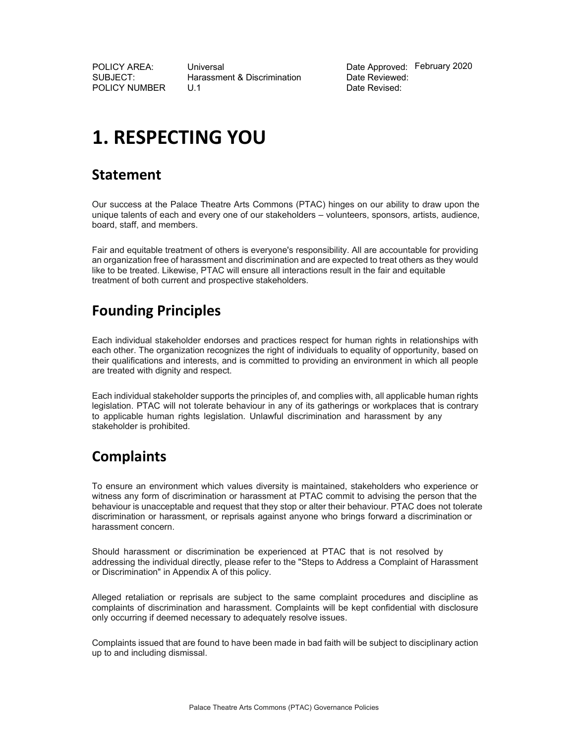| POLICY AREA: | Universal | Date Approved: | February 2020 |
|---|---|---|---|
| SUBJECT: | Harassment & Discrimination | Date Reviewed: | |
| POLICY NUMBER | U.1 | Date Revised: | |

# 1. RESPECTING YOU

## Statement

Our success at the Palace Theatre Arts Commons (PTAC) hinges on our ability to draw upon the unique talents of each and every one of our stakeholders – volunteers, sponsors, artists, audience, board, staff, and members.

Fair and equitable treatment of others is everyone's responsibility. All are accountable for providing an organization free of harassment and discrimination and are expected to treat others as they would like to be treated. Likewise, PTAC will ensure all interactions result in the fair and equitable treatment of both current and prospective stakeholders.

## Founding Principles

Each individual stakeholder endorses and practices respect for human rights in relationships with each other. The organization recognizes the right of individuals to equality of opportunity, based on their qualifications and interests, and is committed to providing an environment in which all people are treated with dignity and respect.

Each individual stakeholder supports the principles of, and complies with, all applicable human rights legislation. PTAC will not tolerate behaviour in any of its gatherings or workplaces that is contrary to applicable human rights legislation. Unlawful discrimination and harassment by any stakeholder is prohibited.

## Complaints

To ensure an environment which values diversity is maintained, stakeholders who experience or witness any form of discrimination or harassment at PTAC commit to advising the person that the behaviour is unacceptable and request that they stop or alter their behaviour. PTAC does not tolerate discrimination or harassment, or reprisals against anyone who brings forward a discrimination or harassment concern.

Should harassment or discrimination be experienced at PTAC that is not resolved by addressing the individual directly, please refer to the "Steps to Address a Complaint of Harassment or Discrimination" in Appendix A of this policy.

Alleged retaliation or reprisals are subject to the same complaint procedures and discipline as complaints of discrimination and harassment. Complaints will be kept confidential with disclosure only occurring if deemed necessary to adequately resolve issues.

Complaints issued that are found to have been made in bad faith will be subject to disciplinary action up to and including dismissal.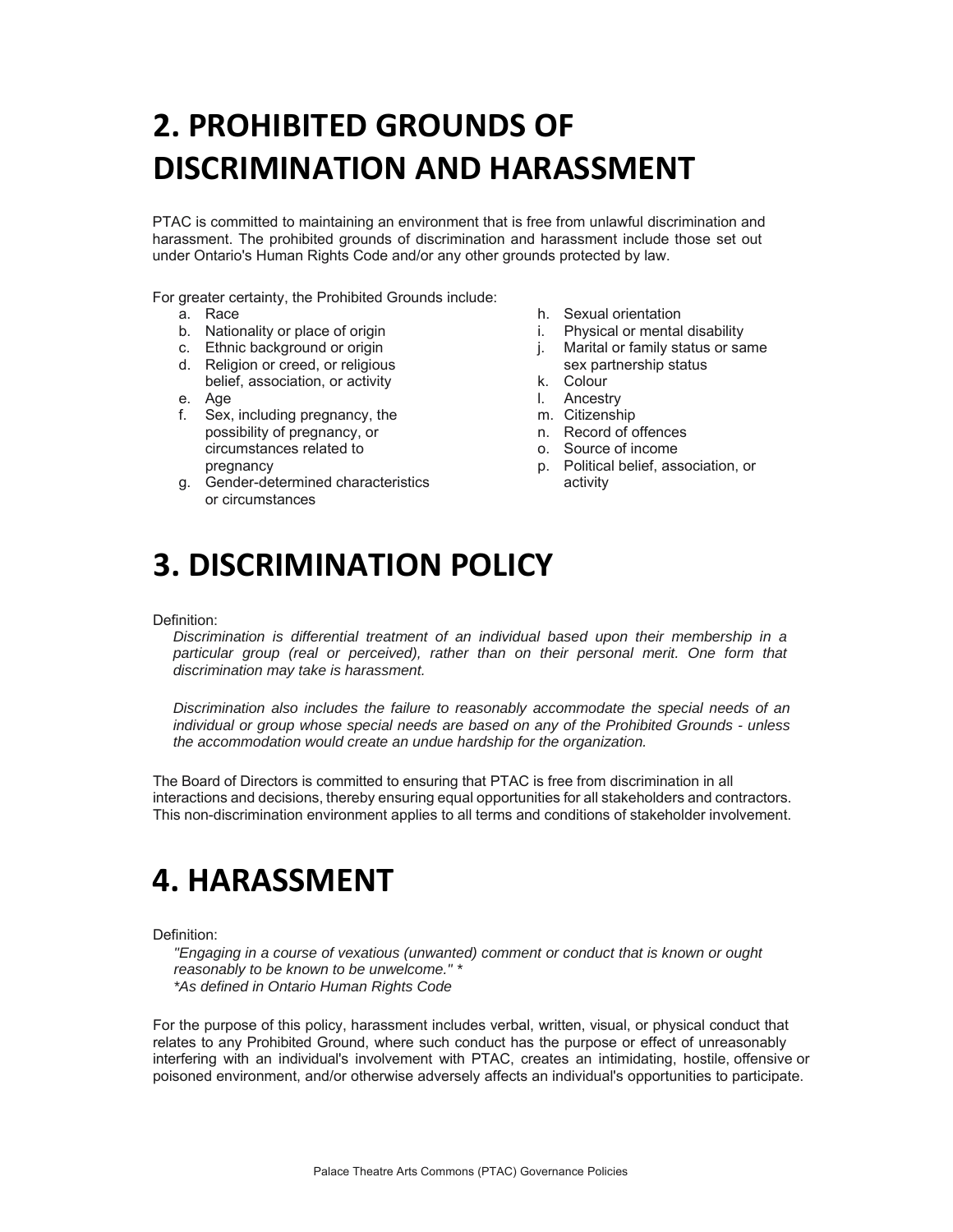# 2. PROHIBITED GROUNDS OF DISCRIMINATION AND HARASSMENT

PTAC is committed to maintaining an environment that is free from unlawful discrimination and harassment. The prohibited grounds of discrimination and harassment include those set out under Ontario's Human Rights Code and/or any other grounds protected by law.

For greater certainty, the Prohibited Grounds include:

a. Race
b. Nationality or place of origin
c. Ethnic background or origin
d. Religion or creed, or religious belief, association, or activity
e. Age
f. Sex, including pregnancy, the possibility of pregnancy, or circumstances related to pregnancy
g. Gender-determined characteristics or circumstances
h. Sexual orientation
i. Physical or mental disability
j. Marital or family status or same sex partnership status
k. Colour
l. Ancestry
m. Citizenship
n. Record of offences
o. Source of income
p. Political belief, association, or activity

# 3. DISCRIMINATION POLICY

Definition:

> *Discrimination is differential treatment of an individual based upon their membership in a particular group (real or perceived), rather than on their personal merit. One form that discrimination may take is harassment.*
>
> *Discrimination also includes the failure to reasonably accommodate the special needs of an individual or group whose special needs are based on any of the Prohibited Grounds - unless the accommodation would create an undue hardship for the organization.*

The Board of Directors is committed to ensuring that PTAC is free from discrimination in all interactions and decisions, thereby ensuring equal opportunities for all stakeholders and contractors. This non-discrimination environment applies to all terms and conditions of stakeholder involvement.

# 4. HARASSMENT

Definition:

> *"Engaging in a course of vexatious (unwanted) comment or conduct that is known or ought reasonably to be known to be unwelcome." \**
> *\*As defined in Ontario Human Rights Code*

For the purpose of this policy, harassment includes verbal, written, visual, or physical conduct that relates to any Prohibited Ground, where such conduct has the purpose or effect of unreasonably interfering with an individual's involvement with PTAC, creates an intimidating, hostile, offensive or poisoned environment, and/or otherwise adversely affects an individual's opportunities to participate.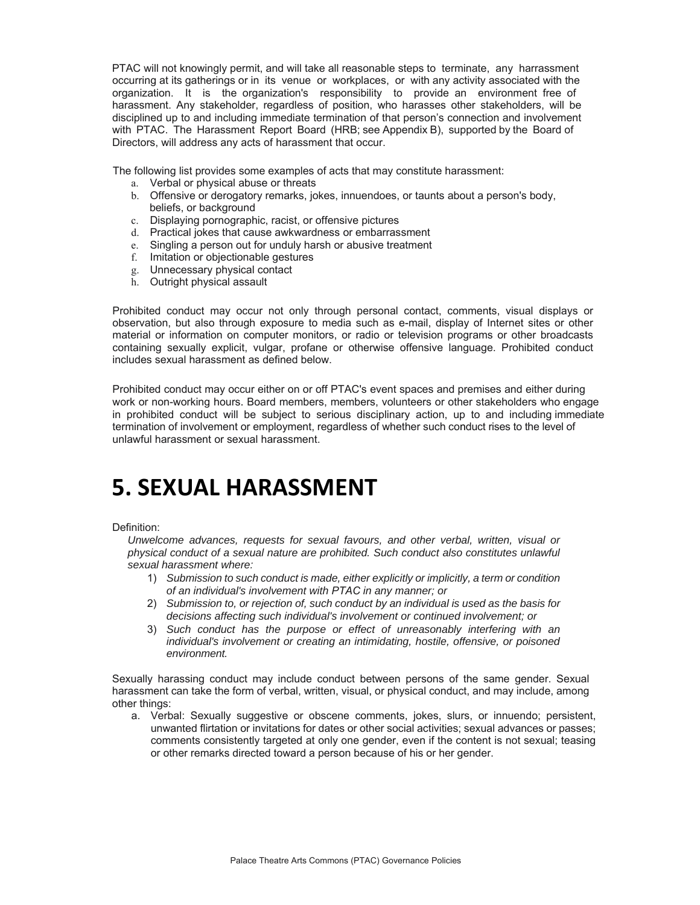PTAC will not knowingly permit, and will take all reasonable steps to terminate, any harrassment occurring at its gatherings or in its venue or workplaces, or with any activity associated with the organization. It is the organization's responsibility to provide an environment free of harassment. Any stakeholder, regardless of position, who harasses other stakeholders, will be disciplined up to and including immediate termination of that person's connection and involvement with PTAC. The Harassment Report Board (HRB; see Appendix B), supported by the Board of Directors, will address any acts of harassment that occur.

The following list provides some examples of acts that may constitute harassment:

a. Verbal or physical abuse or threats
b. Offensive or derogatory remarks, jokes, innuendoes, or taunts about a person's body, beliefs, or background
c. Displaying pornographic, racist, or offensive pictures
d. Practical jokes that cause awkwardness or embarrassment
e. Singling a person out for unduly harsh or abusive treatment
f. Imitation or objectionable gestures
g. Unnecessary physical contact
h. Outright physical assault

Prohibited conduct may occur not only through personal contact, comments, visual displays or observation, but also through exposure to media such as e-mail, display of Internet sites or other material or information on computer monitors, or radio or television programs or other broadcasts containing sexually explicit, vulgar, profane or otherwise offensive language. Prohibited conduct includes sexual harassment as defined below.

Prohibited conduct may occur either on or off PTAC's event spaces and premises and either during work or non-working hours. Board members, members, volunteers or other stakeholders who engage in prohibited conduct will be subject to serious disciplinary action, up to and including immediate termination of involvement or employment, regardless of whether such conduct rises to the level of unlawful harassment or sexual harassment.

# 5. SEXUAL HARASSMENT

Definition:

*Unwelcome advances, requests for sexual favours, and other verbal, written, visual or physical conduct of a sexual nature are prohibited. Such conduct also constitutes unlawful sexual harassment where:*

1) *Submission to such conduct is made, either explicitly or implicitly, a term or condition of an individual's involvement with PTAC in any manner; or*
2) *Submission to, or rejection of, such conduct by an individual is used as the basis for decisions affecting such individual's involvement or continued involvement; or*
3) *Such conduct has the purpose or effect of unreasonably interfering with an individual's involvement or creating an intimidating, hostile, offensive, or poisoned environment.*

Sexually harassing conduct may include conduct between persons of the same gender. Sexual harassment can take the form of verbal, written, visual, or physical conduct, and may include, among other things:

a. Verbal: Sexually suggestive or obscene comments, jokes, slurs, or innuendo; persistent, unwanted flirtation or invitations for dates or other social activities; sexual advances or passes; comments consistently targeted at only one gender, even if the content is not sexual; teasing or other remarks directed toward a person because of his or her gender.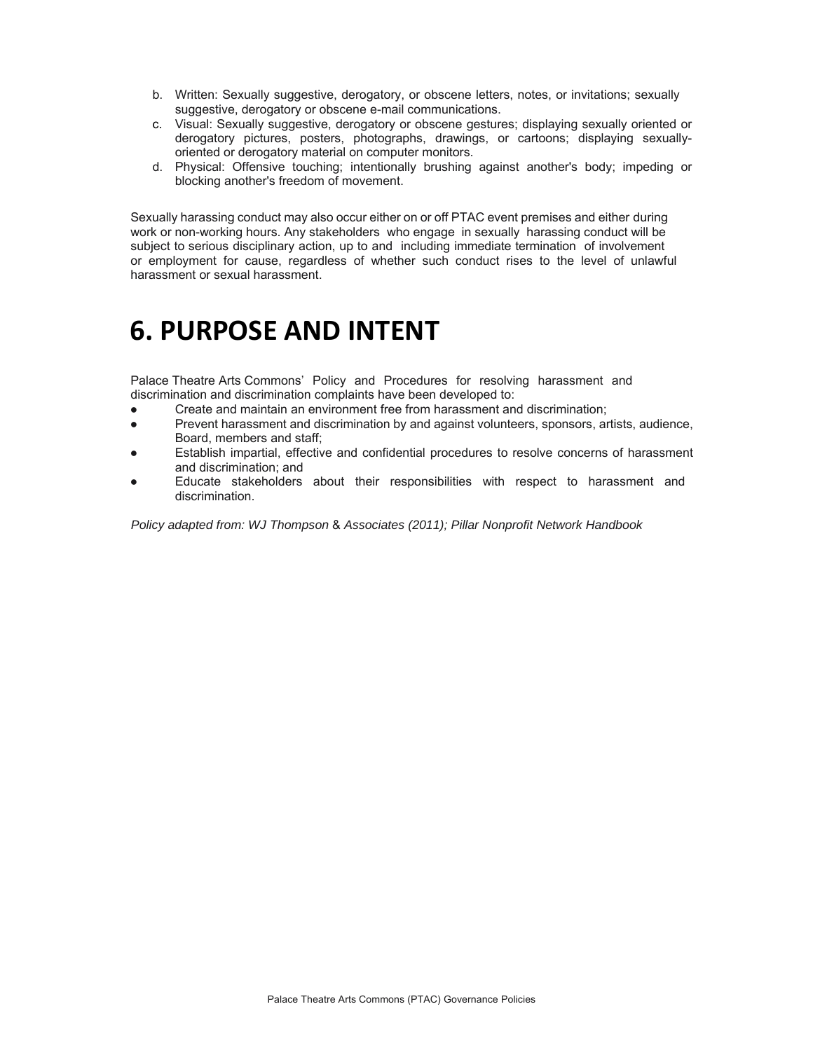b. Written: Sexually suggestive, derogatory, or obscene letters, notes, or invitations; sexually suggestive, derogatory or obscene e-mail communications.
c. Visual: Sexually suggestive, derogatory or obscene gestures; displaying sexually oriented or derogatory pictures, posters, photographs, drawings, or cartoons; displaying sexually-oriented or derogatory material on computer monitors.
d. Physical: Offensive touching; intentionally brushing against another's body; impeding or blocking another's freedom of movement.

Sexually harassing conduct may also occur either on or off PTAC event premises and either during work or non-working hours. Any stakeholders who engage in sexually harassing conduct will be subject to serious disciplinary action, up to and including immediate termination of involvement or employment for cause, regardless of whether such conduct rises to the level of unlawful harassment or sexual harassment.

# 6. PURPOSE AND INTENT

Palace Theatre Arts Commons' Policy and Procedures for resolving harassment and discrimination and discrimination complaints have been developed to:

- Create and maintain an environment free from harassment and discrimination;
- Prevent harassment and discrimination by and against volunteers, sponsors, artists, audience, Board, members and staff;
- Establish impartial, effective and confidential procedures to resolve concerns of harassment and discrimination; and
- Educate stakeholders about their responsibilities with respect to harassment and discrimination.

*Policy adapted from: WJ Thompson* & *Associates (2011); Pillar Nonprofit Network Handbook*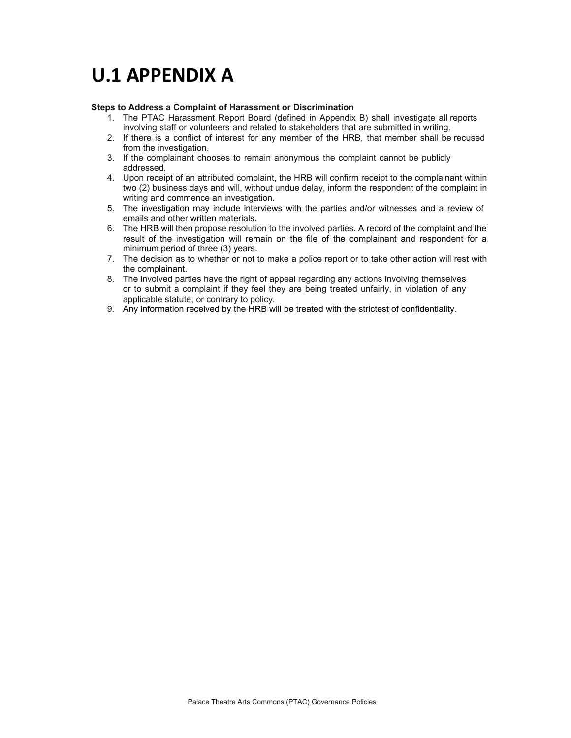# U.1 APPENDIX A

**Steps to Address a Complaint of Harassment or Discrimination**

1. The PTAC Harassment Report Board (defined in Appendix B) shall investigate all reports involving staff or volunteers and related to stakeholders that are submitted in writing.
2. If there is a conflict of interest for any member of the HRB, that member shall be recused from the investigation.
3. If the complainant chooses to remain anonymous the complaint cannot be publicly addressed.
4. Upon receipt of an attributed complaint, the HRB will confirm receipt to the complainant within two (2) business days and will, without undue delay, inform the respondent of the complaint in writing and commence an investigation.
5. The investigation may include interviews with the parties and/or witnesses and a review of emails and other written materials.
6. The HRB will then propose resolution to the involved parties. A record of the complaint and the result of the investigation will remain on the file of the complainant and respondent for a minimum period of three (3) years.
7. The decision as to whether or not to make a police report or to take other action will rest with the complainant.
8. The involved parties have the right of appeal regarding any actions involving themselves or to submit a complaint if they feel they are being treated unfairly, in violation of any applicable statute, or contrary to policy.
9. Any information received by the HRB will be treated with the strictest of confidentiality.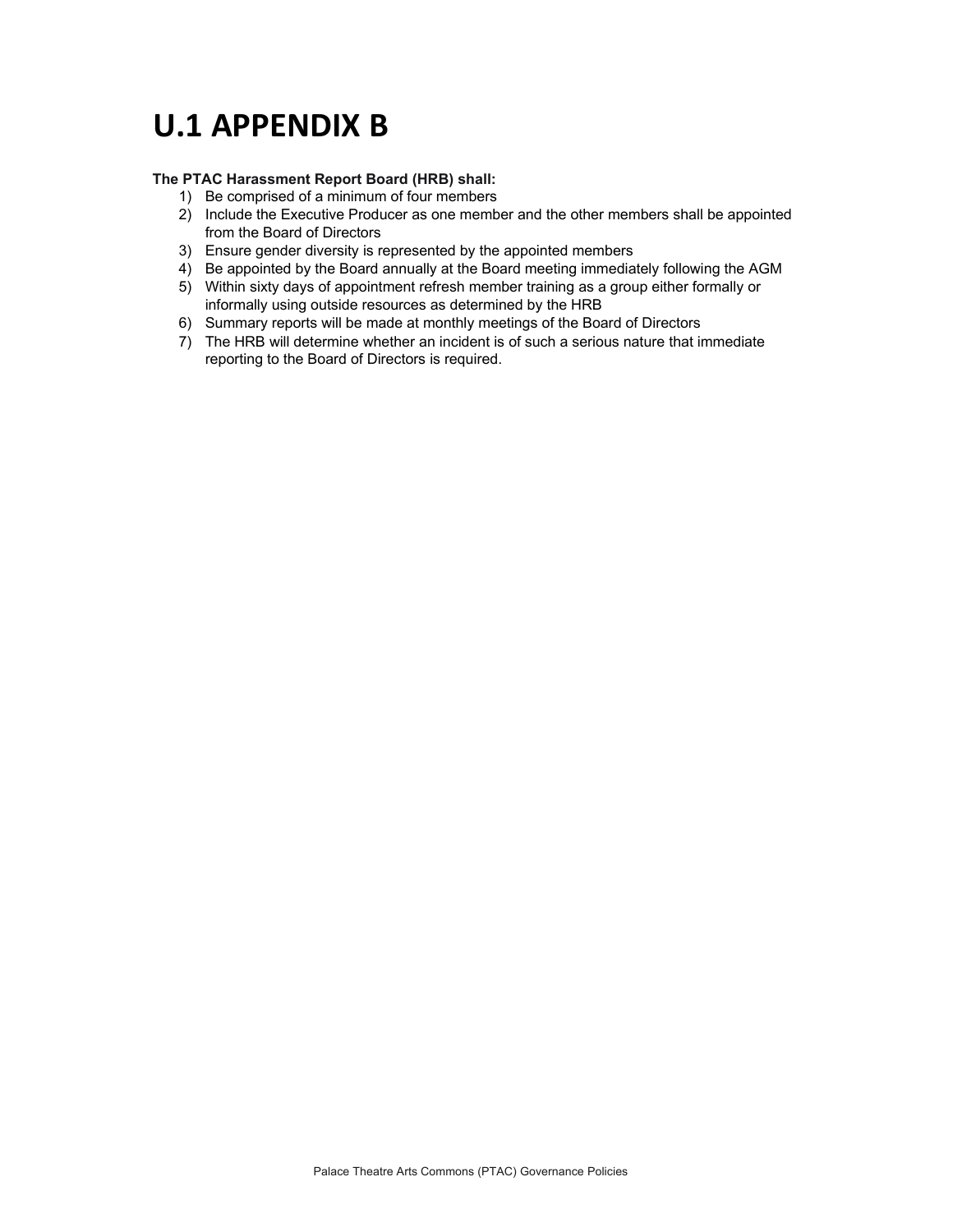# U.1 APPENDIX B

**The PTAC Harassment Report Board (HRB) shall:**

1) Be comprised of a minimum of four members
2) Include the Executive Producer as one member and the other members shall be appointed from the Board of Directors
3) Ensure gender diversity is represented by the appointed members
4) Be appointed by the Board annually at the Board meeting immediately following the AGM
5) Within sixty days of appointment refresh member training as a group either formally or informally using outside resources as determined by the HRB
6) Summary reports will be made at monthly meetings of the Board of Directors
7) The HRB will determine whether an incident is of such a serious nature that immediate reporting to the Board of Directors is required.